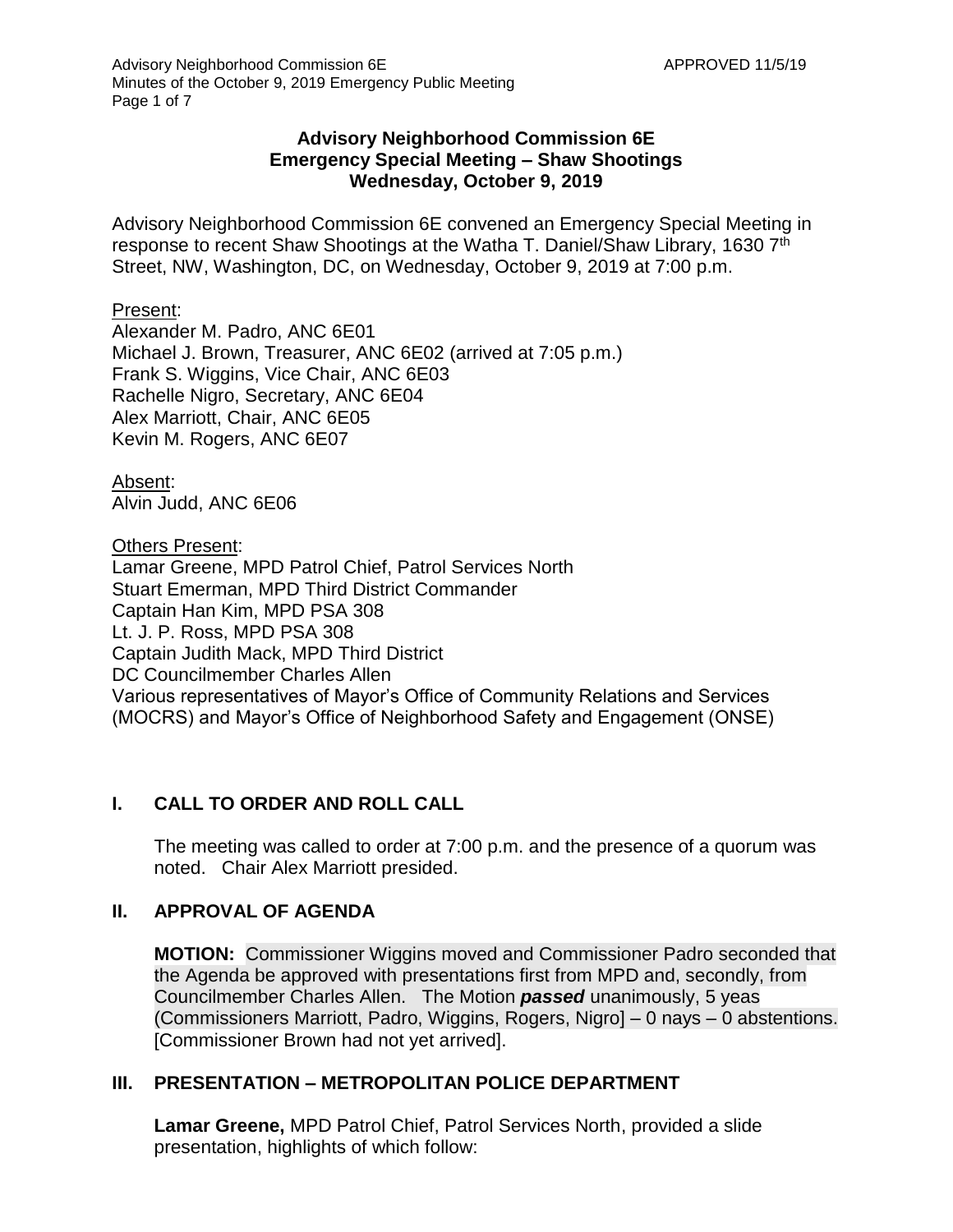**Advisory Neighborhood Commission 6E**
**Emergency Special Meeting – Shaw Shootings**
**Wednesday, October 9, 2019**

Advisory Neighborhood Commission 6E convened an Emergency Special Meeting in response to recent Shaw Shootings at the Watha T. Daniel/Shaw Library, 1630 7th Street, NW, Washington, DC, on Wednesday, October 9, 2019 at 7:00 p.m.

Present:
Alexander M. Padro, ANC 6E01
Michael J. Brown, Treasurer, ANC 6E02 (arrived at 7:05 p.m.)
Frank S. Wiggins, Vice Chair, ANC 6E03
Rachelle Nigro, Secretary, ANC 6E04
Alex Marriott, Chair, ANC 6E05
Kevin M. Rogers, ANC 6E07

Absent:
Alvin Judd, ANC 6E06

Others Present:
Lamar Greene, MPD Patrol Chief, Patrol Services North
Stuart Emerman, MPD Third District Commander
Captain Han Kim, MPD PSA 308
Lt. J. P. Ross, MPD PSA 308
Captain Judith Mack, MPD Third District
DC Councilmember Charles Allen
Various representatives of Mayor's Office of Community Relations and Services (MOCRS) and Mayor's Office of Neighborhood Safety and Engagement (ONSE)

## I. CALL TO ORDER AND ROLL CALL

The meeting was called to order at 7:00 p.m. and the presence of a quorum was noted. Chair Alex Marriott presided.

## II. APPROVAL OF AGENDA

**MOTION:** Commissioner Wiggins moved and Commissioner Padro seconded that the Agenda be approved with presentations first from MPD and, secondly, from Councilmember Charles Allen. The Motion ***passed*** unanimously, 5 yeas (Commissioners Marriott, Padro, Wiggins, Rogers, Nigro] – 0 nays – 0 abstentions. [Commissioner Brown had not yet arrived].

## III. PRESENTATION – METROPOLITAN POLICE DEPARTMENT

**Lamar Greene,** MPD Patrol Chief, Patrol Services North, provided a slide presentation, highlights of which follow: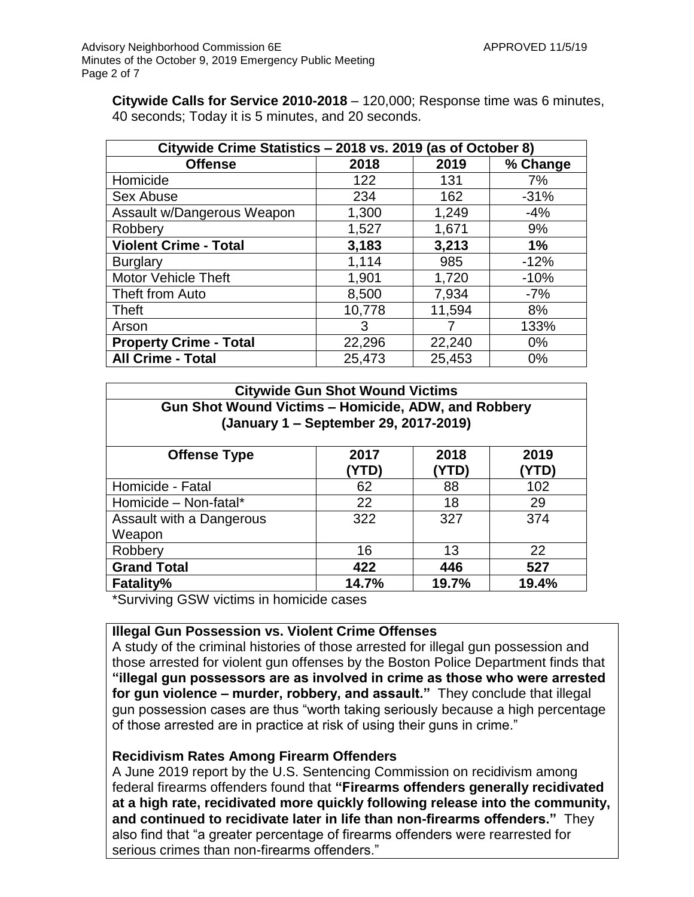**Citywide Calls for Service 2010-2018** – 120,000; Response time was 6 minutes, 40 seconds; Today it is 5 minutes, and 20 seconds.

| Citywide Crime Statistics – 2018 vs. 2019 (as of October 8) | | | |
|---|---|---|---|
| **Offense** | **2018** | **2019** | **% Change** |
| Homicide | 122 | 131 | 7% |
| Sex Abuse | 234 | 162 | -31% |
| Assault w/Dangerous Weapon | 1,300 | 1,249 | -4% |
| Robbery | 1,527 | 1,671 | 9% |
| **Violent Crime - Total** | **3,183** | **3,213** | **1%** |
| Burglary | 1,114 | 985 | -12% |
| Motor Vehicle Theft | 1,901 | 1,720 | -10% |
| Theft from Auto | 8,500 | 7,934 | -7% |
| Theft | 10,778 | 11,594 | 8% |
| Arson | 3 | 7 | 133% |
| **Property Crime - Total** | 22,296 | 22,240 | 0% |
| **All Crime - Total** | 25,473 | 25,453 | 0% |

| Citywide Gun Shot Wound Victims<br>Gun Shot Wound Victims – Homicide, ADW, and Robbery<br>(January 1 – September 29, 2017-2019) | | | |
|---|---|---|---|
| **Offense Type** | **2017 (YTD)** | **2018 (YTD)** | **2019 (YTD)** |
| Homicide - Fatal | 62 | 88 | 102 |
| Homicide – Non-fatal* | 22 | 18 | 29 |
| Assault with a Dangerous Weapon | 322 | 327 | 374 |
| Robbery | 16 | 13 | 22 |
| **Grand Total** | **422** | **446** | **527** |
| **Fatality%** | **14.7%** | **19.7%** | **19.4%** |

*Surviving GSW victims in homicide cases

**Illegal Gun Possession vs. Violent Crime Offenses**

A study of the criminal histories of those arrested for illegal gun possession and those arrested for violent gun offenses by the Boston Police Department finds that **"illegal gun possessors are as involved in crime as those who were arrested for gun violence – murder, robbery, and assault."** They conclude that illegal gun possession cases are thus "worth taking seriously because a high percentage of those arrested are in practice at risk of using their guns in crime."

**Recidivism Rates Among Firearm Offenders**

A June 2019 report by the U.S. Sentencing Commission on recidivism among federal firearms offenders found that **"Firearms offenders generally recidivated at a high rate, recidivated more quickly following release into the community, and continued to recidivate later in life than non-firearms offenders."** They also find that "a greater percentage of firearms offenders were rearrested for serious crimes than non-firearms offenders."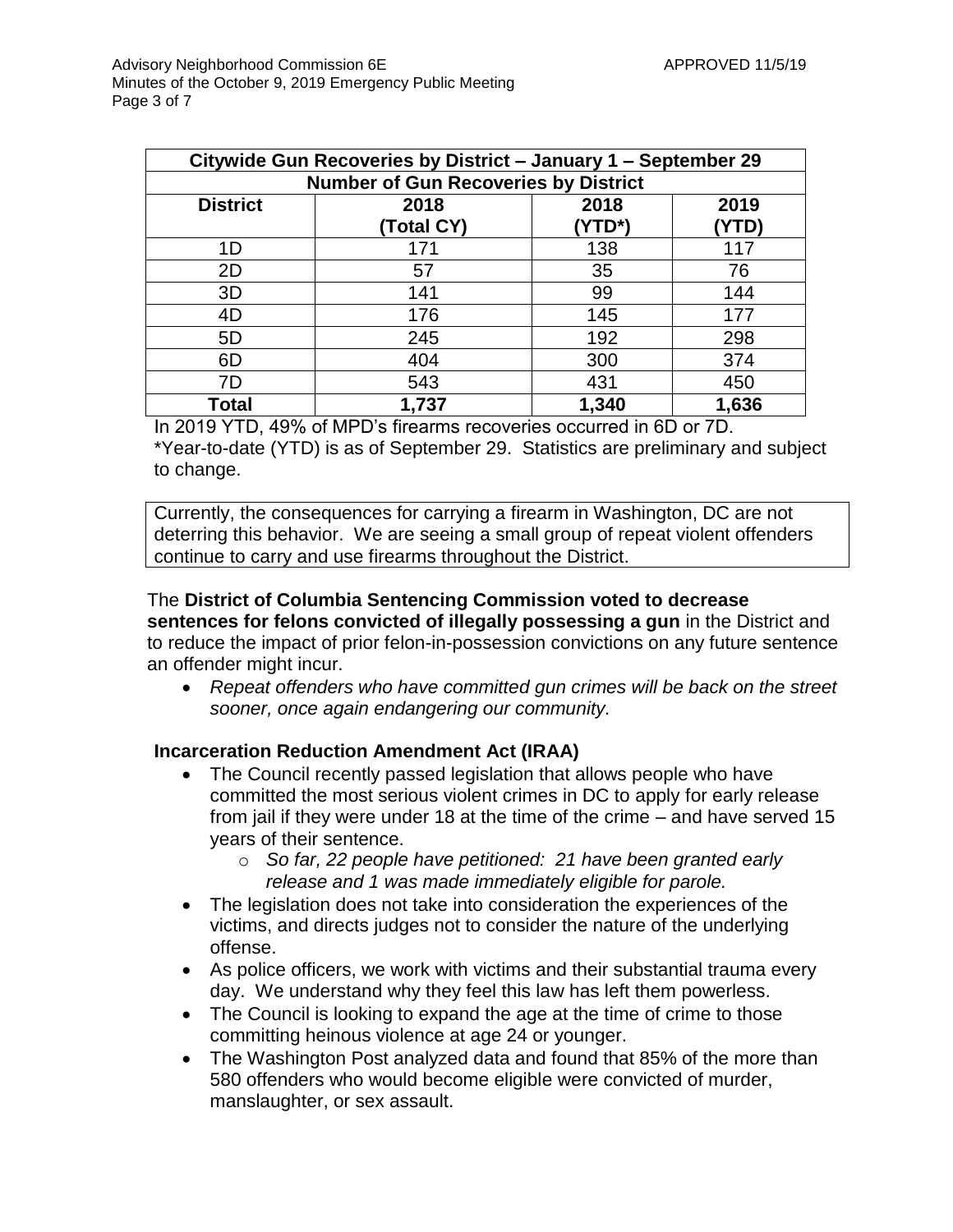| Citywide Gun Recoveries by District – January 1 – September 29 | | | |
|---|---|---|---|
| Number of Gun Recoveries by District | | | |
| District | 2018 (Total CY) | 2018 (YTD*) | 2019 (YTD) |
| 1D | 171 | 138 | 117 |
| 2D | 57 | 35 | 76 |
| 3D | 141 | 99 | 144 |
| 4D | 176 | 145 | 177 |
| 5D | 245 | 192 | 298 |
| 6D | 404 | 300 | 374 |
| 7D | 543 | 431 | 450 |
| **Total** | **1,737** | **1,340** | **1,636** |

In 2019 YTD, 49% of MPD's firearms recoveries occurred in 6D or 7D.
*Year-to-date (YTD) is as of September 29. Statistics are preliminary and subject to change.

Currently, the consequences for carrying a firearm in Washington, DC are not deterring this behavior. We are seeing a small group of repeat violent offenders continue to carry and use firearms throughout the District.

The **District of Columbia Sentencing Commission voted to decrease sentences for felons convicted of illegally possessing a gun** in the District and to reduce the impact of prior felon-in-possession convictions on any future sentence an offender might incur.

- *Repeat offenders who have committed gun crimes will be back on the street sooner, once again endangering our community.*

**Incarceration Reduction Amendment Act (IRAA)**

- The Council recently passed legislation that allows people who have committed the most serious violent crimes in DC to apply for early release from jail if they were under 18 at the time of the crime – and have served 15 years of their sentence.
  - *So far, 22 people have petitioned: 21 have been granted early release and 1 was made immediately eligible for parole.*
- The legislation does not take into consideration the experiences of the victims, and directs judges not to consider the nature of the underlying offense.
- As police officers, we work with victims and their substantial trauma every day. We understand why they feel this law has left them powerless.
- The Council is looking to expand the age at the time of crime to those committing heinous violence at age 24 or younger.
- The Washington Post analyzed data and found that 85% of the more than 580 offenders who would become eligible were convicted of murder, manslaughter, or sex assault.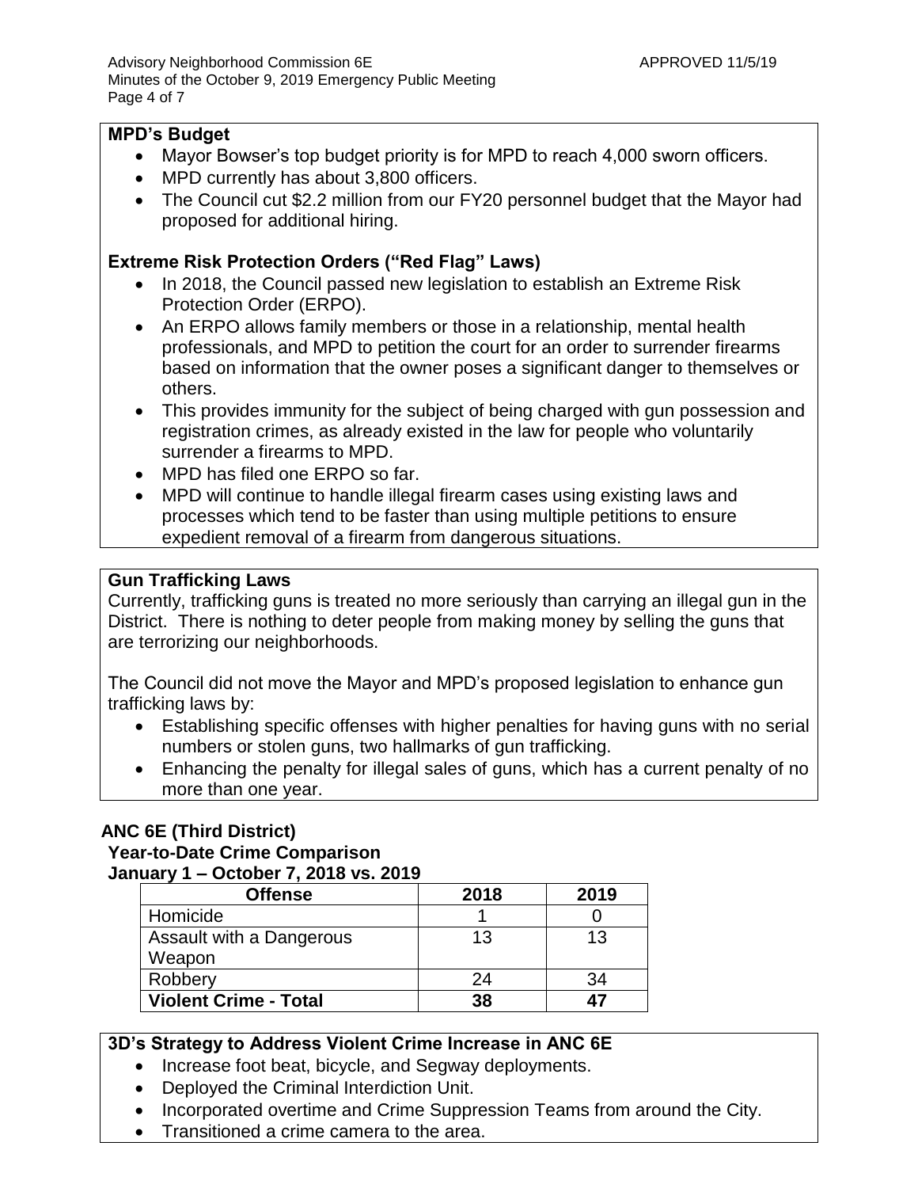**MPD's Budget**

- Mayor Bowser's top budget priority is for MPD to reach 4,000 sworn officers.
- MPD currently has about 3,800 officers.
- The Council cut $2.2 million from our FY20 personnel budget that the Mayor had proposed for additional hiring.

**Extreme Risk Protection Orders ("Red Flag" Laws)**

- In 2018, the Council passed new legislation to establish an Extreme Risk Protection Order (ERPO).
- An ERPO allows family members or those in a relationship, mental health professionals, and MPD to petition the court for an order to surrender firearms based on information that the owner poses a significant danger to themselves or others.
- This provides immunity for the subject of being charged with gun possession and registration crimes, as already existed in the law for people who voluntarily surrender a firearms to MPD.
- MPD has filed one ERPO so far.
- MPD will continue to handle illegal firearm cases using existing laws and processes which tend to be faster than using multiple petitions to ensure expedient removal of a firearm from dangerous situations.

**Gun Trafficking Laws**

Currently, trafficking guns is treated no more seriously than carrying an illegal gun in the District. There is nothing to deter people from making money by selling the guns that are terrorizing our neighborhoods.

The Council did not move the Mayor and MPD's proposed legislation to enhance gun trafficking laws by:

- Establishing specific offenses with higher penalties for having guns with no serial numbers or stolen guns, two hallmarks of gun trafficking.
- Enhancing the penalty for illegal sales of guns, which has a current penalty of no more than one year.

**ANC 6E (Third District)**
**Year-to-Date Crime Comparison**
**January 1 – October 7, 2018 vs. 2019**

| Offense | 2018 | 2019 |
|---|---|---|
| Homicide | 1 | 0 |
| Assault with a Dangerous Weapon | 13 | 13 |
| Robbery | 24 | 34 |
| **Violent Crime - Total** | **38** | **47** |

**3D's Strategy to Address Violent Crime Increase in ANC 6E**

- Increase foot beat, bicycle, and Segway deployments.
- Deployed the Criminal Interdiction Unit.
- Incorporated overtime and Crime Suppression Teams from around the City.
- Transitioned a crime camera to the area.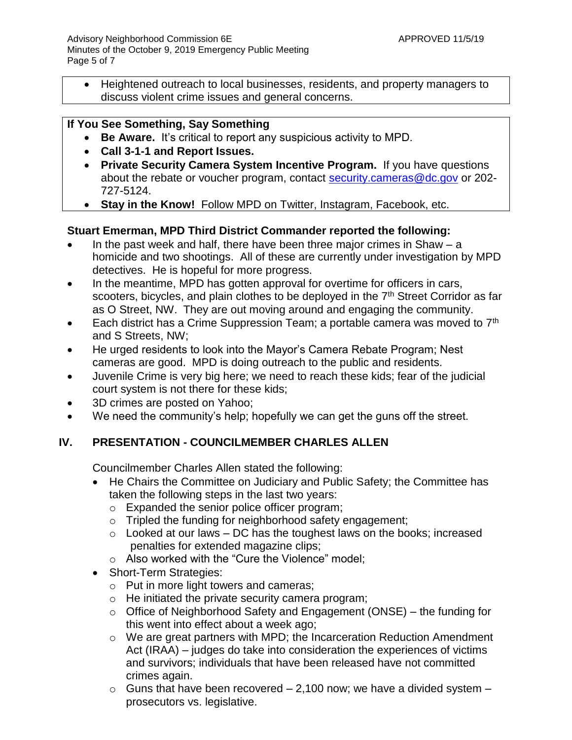- Heightened outreach to local businesses, residents, and property managers to discuss violent crime issues and general concerns.

**If You See Something, Say Something**

- **Be Aware.** It's critical to report any suspicious activity to MPD.
- **Call 3-1-1 and Report Issues.**
- **Private Security Camera System Incentive Program.** If you have questions about the rebate or voucher program, contact security.cameras@dc.gov or 202-727-5124.
- **Stay in the Know!** Follow MPD on Twitter, Instagram, Facebook, etc.

**Stuart Emerman, MPD Third District Commander reported the following:**

- In the past week and half, there have been three major crimes in Shaw – a homicide and two shootings. All of these are currently under investigation by MPD detectives. He is hopeful for more progress.
- In the meantime, MPD has gotten approval for overtime for officers in cars, scooters, bicycles, and plain clothes to be deployed in the 7th Street Corridor as far as O Street, NW. They are out moving around and engaging the community.
- Each district has a Crime Suppression Team; a portable camera was moved to 7th and S Streets, NW;
- He urged residents to look into the Mayor's Camera Rebate Program; Nest cameras are good. MPD is doing outreach to the public and residents.
- Juvenile Crime is very big here; we need to reach these kids; fear of the judicial court system is not there for these kids;
- 3D crimes are posted on Yahoo;
- We need the community's help; hopefully we can get the guns off the street.

## IV. PRESENTATION - COUNCILMEMBER CHARLES ALLEN

Councilmember Charles Allen stated the following:

- He Chairs the Committee on Judiciary and Public Safety; the Committee has taken the following steps in the last two years:
  - Expanded the senior police officer program;
  - Tripled the funding for neighborhood safety engagement;
  - Looked at our laws – DC has the toughest laws on the books; increased penalties for extended magazine clips;
  - Also worked with the "Cure the Violence" model;
- Short-Term Strategies:
  - Put in more light towers and cameras;
  - He initiated the private security camera program;
  - Office of Neighborhood Safety and Engagement (ONSE) – the funding for this went into effect about a week ago;
  - We are great partners with MPD; the Incarceration Reduction Amendment Act (IRAA) – judges do take into consideration the experiences of victims and survivors; individuals that have been released have not committed crimes again.
  - Guns that have been recovered – 2,100 now; we have a divided system – prosecutors vs. legislative.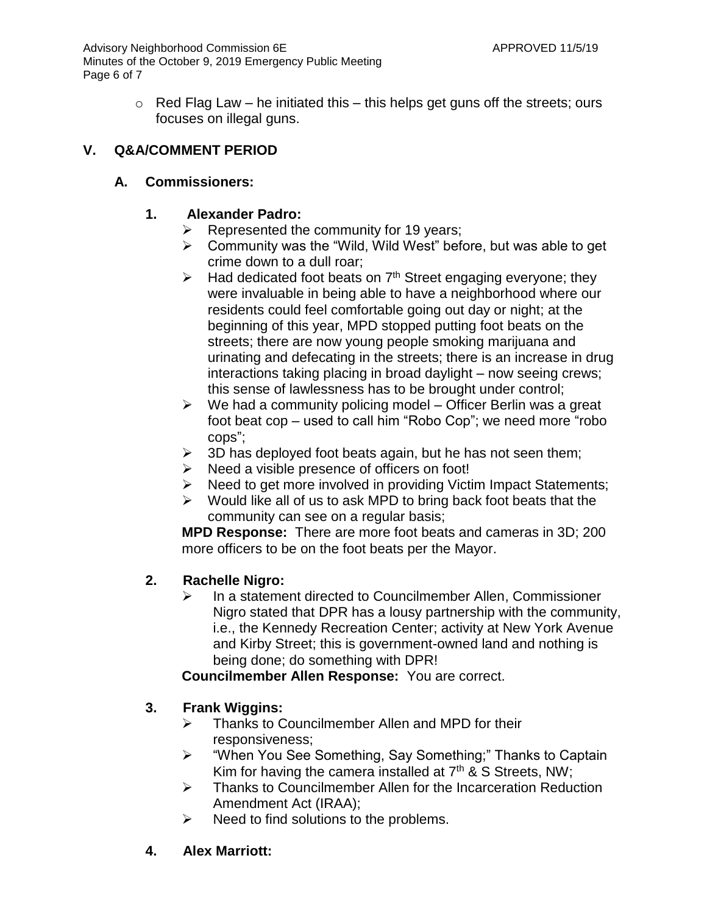- Red Flag Law – he initiated this – this helps get guns off the streets; ours focuses on illegal guns.

## V. Q&A/COMMENT PERIOD

### A. Commissioners:

#### 1. Alexander Padro:

- Represented the community for 19 years;
- Community was the "Wild, Wild West" before, but was able to get crime down to a dull roar;
- Had dedicated foot beats on 7th Street engaging everyone; they were invaluable in being able to have a neighborhood where our residents could feel comfortable going out day or night; at the beginning of this year, MPD stopped putting foot beats on the streets; there are now young people smoking marijuana and urinating and defecating in the streets; there is an increase in drug interactions taking placing in broad daylight – now seeing crews; this sense of lawlessness has to be brought under control;
- We had a community policing model – Officer Berlin was a great foot beat cop – used to call him "Robo Cop"; we need more "robo cops";
- 3D has deployed foot beats again, but he has not seen them;
- Need a visible presence of officers on foot!
- Need to get more involved in providing Victim Impact Statements;
- Would like all of us to ask MPD to bring back foot beats that the community can see on a regular basis;

**MPD Response:** There are more foot beats and cameras in 3D; 200 more officers to be on the foot beats per the Mayor.

#### 2. Rachelle Nigro:

- In a statement directed to Councilmember Allen, Commissioner Nigro stated that DPR has a lousy partnership with the community, i.e., the Kennedy Recreation Center; activity at New York Avenue and Kirby Street; this is government-owned land and nothing is being done; do something with DPR!

**Councilmember Allen Response:** You are correct.

#### 3. Frank Wiggins:

- Thanks to Councilmember Allen and MPD for their responsiveness;
- "When You See Something, Say Something;" Thanks to Captain Kim for having the camera installed at 7th & S Streets, NW;
- Thanks to Councilmember Allen for the Incarceration Reduction Amendment Act (IRAA);
- Need to find solutions to the problems.

#### 4. Alex Marriott: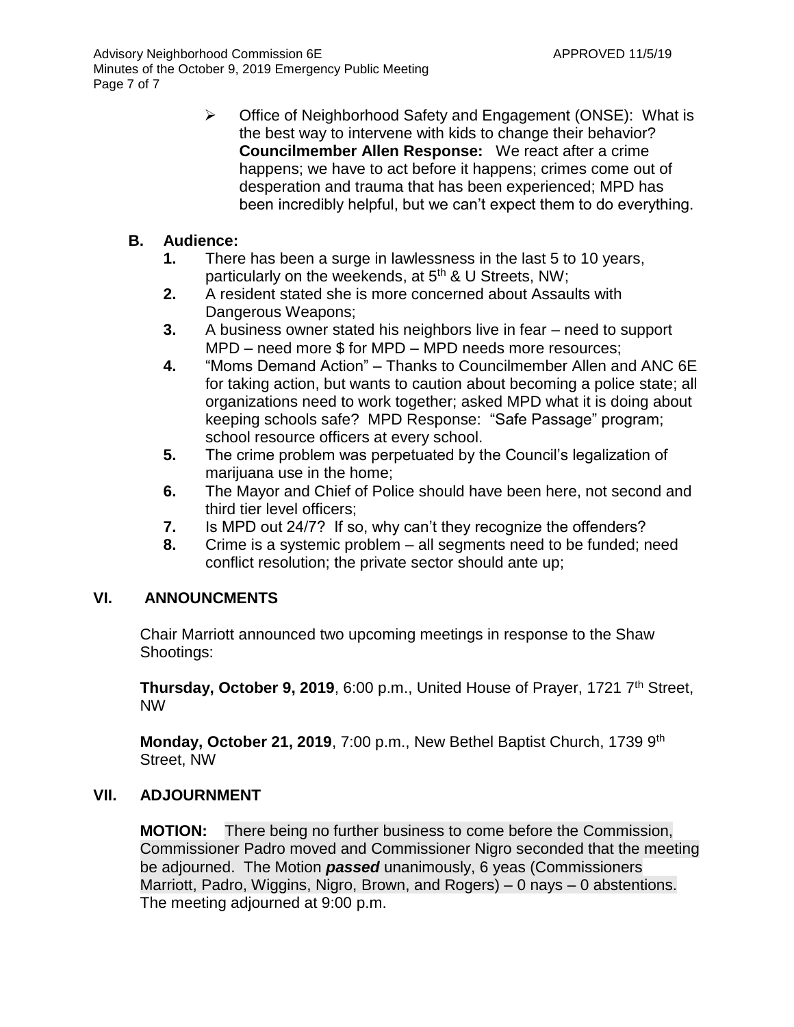- Office of Neighborhood Safety and Engagement (ONSE): What is the best way to intervene with kids to change their behavior? **Councilmember Allen Response:** We react after a crime happens; we have to act before it happens; crimes come out of desperation and trauma that has been experienced; MPD has been incredibly helpful, but we can't expect them to do everything.

**B. Audience:**

1. There has been a surge in lawlessness in the last 5 to 10 years, particularly on the weekends, at 5th & U Streets, NW;
2. A resident stated she is more concerned about Assaults with Dangerous Weapons;
3. A business owner stated his neighbors live in fear – need to support MPD – need more $ for MPD – MPD needs more resources;
4. "Moms Demand Action" – Thanks to Councilmember Allen and ANC 6E for taking action, but wants to caution about becoming a police state; all organizations need to work together; asked MPD what it is doing about keeping schools safe? MPD Response: "Safe Passage" program; school resource officers at every school.
5. The crime problem was perpetuated by the Council's legalization of marijuana use in the home;
6. The Mayor and Chief of Police should have been here, not second and third tier level officers;
7. Is MPD out 24/7? If so, why can't they recognize the offenders?
8. Crime is a systemic problem – all segments need to be funded; need conflict resolution; the private sector should ante up;

## VI. ANNOUNCMENTS

Chair Marriott announced two upcoming meetings in response to the Shaw Shootings:

**Thursday, October 9, 2019**, 6:00 p.m., United House of Prayer, 1721 7th Street, NW

**Monday, October 21, 2019**, 7:00 p.m., New Bethel Baptist Church, 1739 9th Street, NW

## VII. ADJOURNMENT

**MOTION:** There being no further business to come before the Commission, Commissioner Padro moved and Commissioner Nigro seconded that the meeting be adjourned. The Motion ***passed*** unanimously, 6 yeas (Commissioners Marriott, Padro, Wiggins, Nigro, Brown, and Rogers) – 0 nays – 0 abstentions. The meeting adjourned at 9:00 p.m.